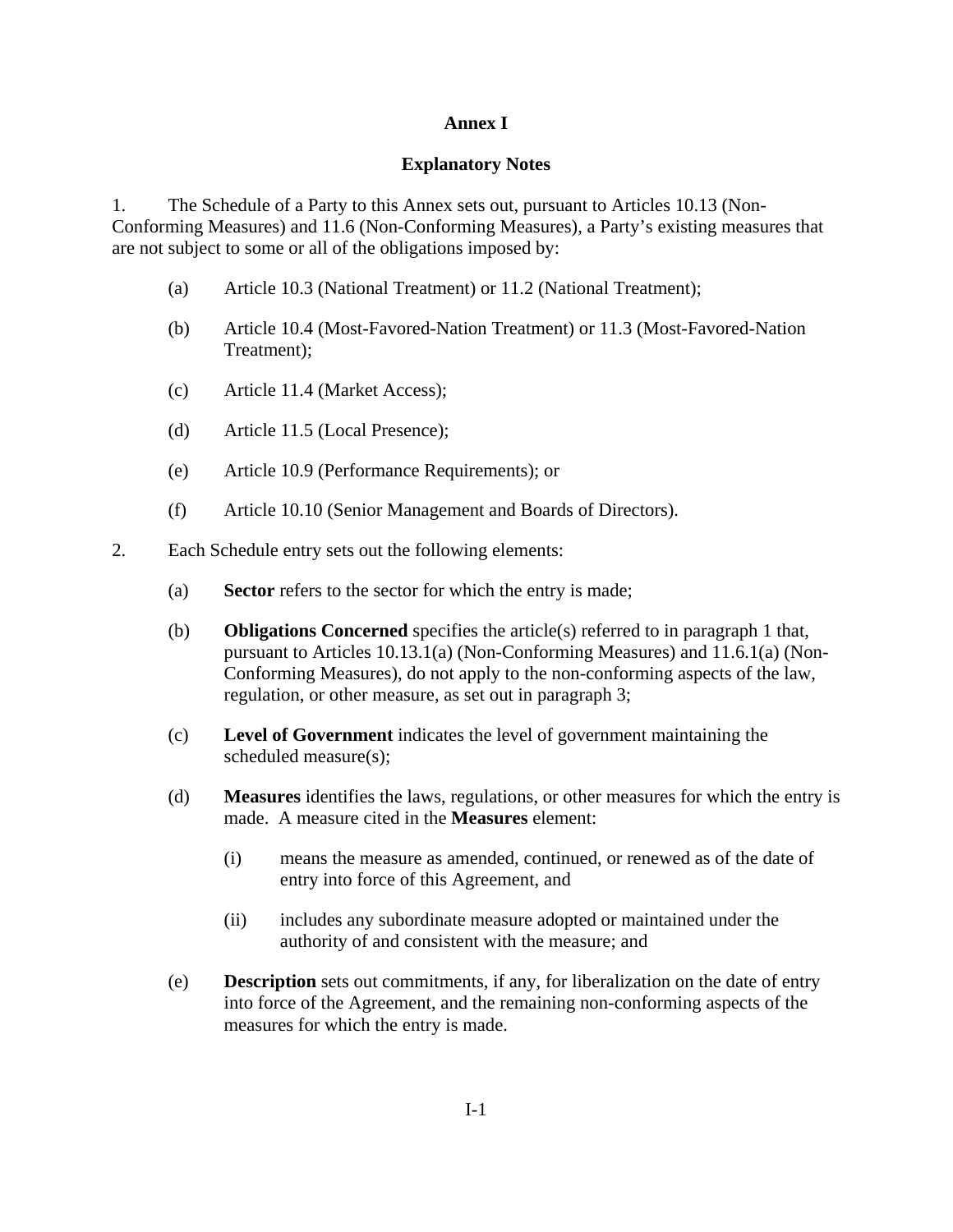# Annex I

## Explanatory Notes

1. The Schedule of a Party to this Annex sets out, pursuant to Articles 10.13 (Non-Conforming Measures) and 11.6 (Non-Conforming Measures), a Party's existing measures that are not subject to some or all of the obligations imposed by:

   (a) Article 10.3 (National Treatment) or 11.2 (National Treatment);

   (b) Article 10.4 (Most-Favored-Nation Treatment) or 11.3 (Most-Favored-Nation Treatment);

   (c) Article 11.4 (Market Access);

   (d) Article 11.5 (Local Presence);

   (e) Article 10.9 (Performance Requirements); or

   (f) Article 10.10 (Senior Management and Boards of Directors).

2. Each Schedule entry sets out the following elements:

   (a) **Sector** refers to the sector for which the entry is made;

   (b) **Obligations Concerned** specifies the article(s) referred to in paragraph 1 that, pursuant to Articles 10.13.1(a) (Non-Conforming Measures) and 11.6.1(a) (Non-Conforming Measures), do not apply to the non-conforming aspects of the law, regulation, or other measure, as set out in paragraph 3;

   (c) **Level of Government** indicates the level of government maintaining the scheduled measure(s);

   (d) **Measures** identifies the laws, regulations, or other measures for which the entry is made. A measure cited in the **Measures** element:

      (i) means the measure as amended, continued, or renewed as of the date of entry into force of this Agreement, and

      (ii) includes any subordinate measure adopted or maintained under the authority of and consistent with the measure; and

   (e) **Description** sets out commitments, if any, for liberalization on the date of entry into force of the Agreement, and the remaining non-conforming aspects of the measures for which the entry is made.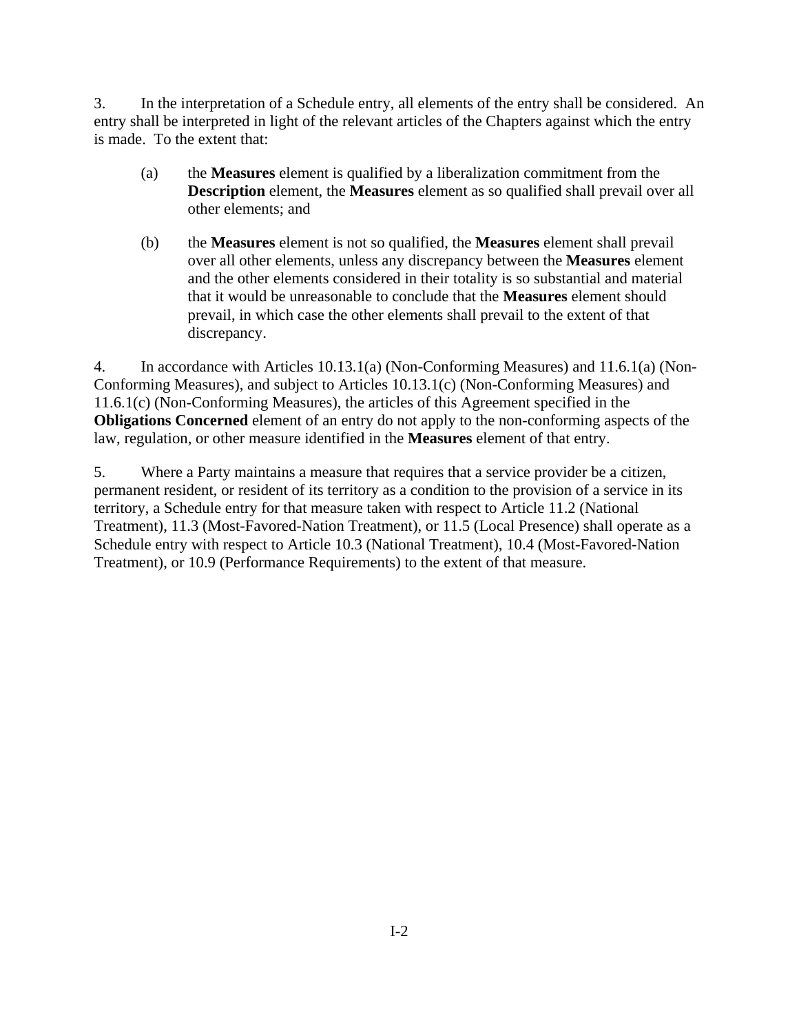3. In the interpretation of a Schedule entry, all elements of the entry shall be considered. An entry shall be interpreted in light of the relevant articles of the Chapters against which the entry is made. To the extent that:

(a) the **Measures** element is qualified by a liberalization commitment from the **Description** element, the **Measures** element as so qualified shall prevail over all other elements; and

(b) the **Measures** element is not so qualified, the **Measures** element shall prevail over all other elements, unless any discrepancy between the **Measures** element and the other elements considered in their totality is so substantial and material that it would be unreasonable to conclude that the **Measures** element should prevail, in which case the other elements shall prevail to the extent of that discrepancy.

4. In accordance with Articles 10.13.1(a) (Non-Conforming Measures) and 11.6.1(a) (Non-Conforming Measures), and subject to Articles 10.13.1(c) (Non-Conforming Measures) and 11.6.1(c) (Non-Conforming Measures), the articles of this Agreement specified in the **Obligations Concerned** element of an entry do not apply to the non-conforming aspects of the law, regulation, or other measure identified in the **Measures** element of that entry.

5. Where a Party maintains a measure that requires that a service provider be a citizen, permanent resident, or resident of its territory as a condition to the provision of a service in its territory, a Schedule entry for that measure taken with respect to Article 11.2 (National Treatment), 11.3 (Most-Favored-Nation Treatment), or 11.5 (Local Presence) shall operate as a Schedule entry with respect to Article 10.3 (National Treatment), 10.4 (Most-Favored-Nation Treatment), or 10.9 (Performance Requirements) to the extent of that measure.